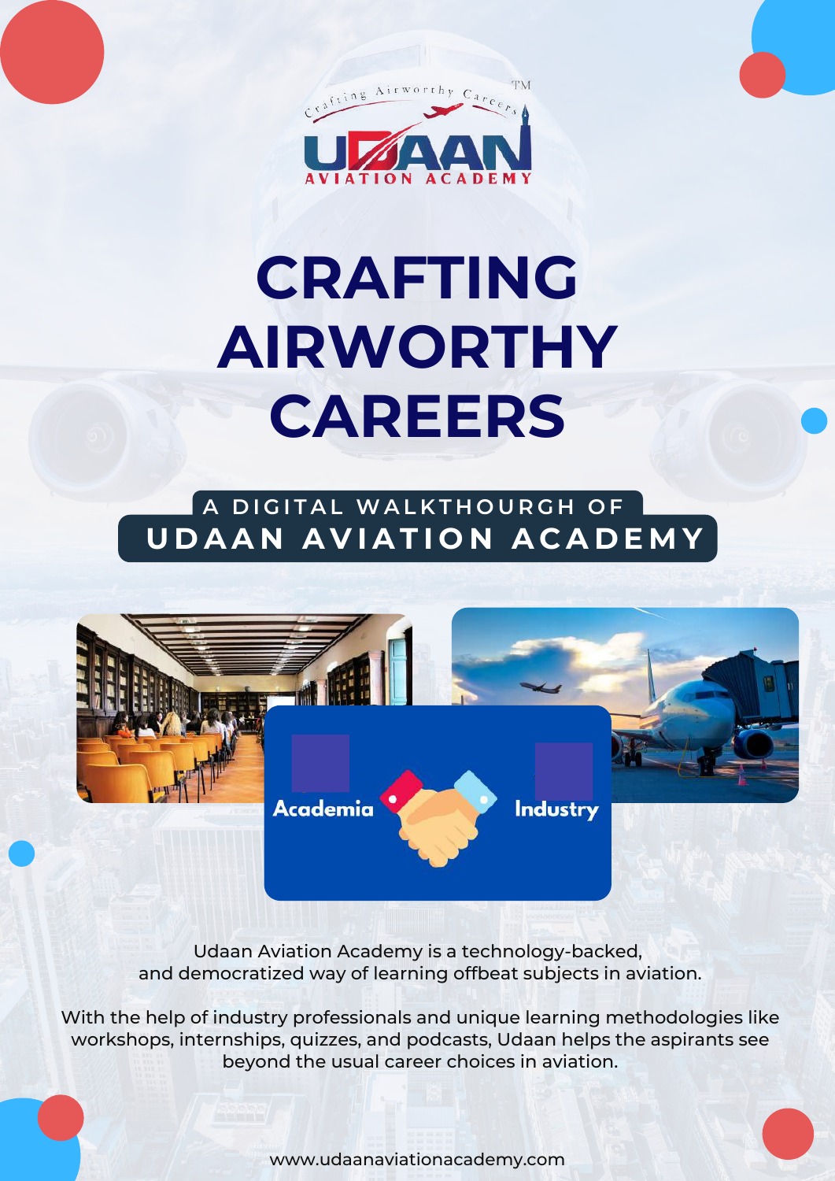Crafting Airworthy Careers™

UDAAN AVIATION ACADEMY

# CRAFTING AIRWORTHY CAREERS

## A DIGITAL WALKTHOURGH OF UDAAN AVIATION ACADEMY

Academia Industry

Udaan Aviation Academy is a technology-backed, and democratized way of learning offbeat subjects in aviation.

With the help of industry professionals and unique learning methodologies like workshops, internships, quizzes, and podcasts, Udaan helps the aspirants see beyond the usual career choices in aviation.

www.udaanaviationacademy.com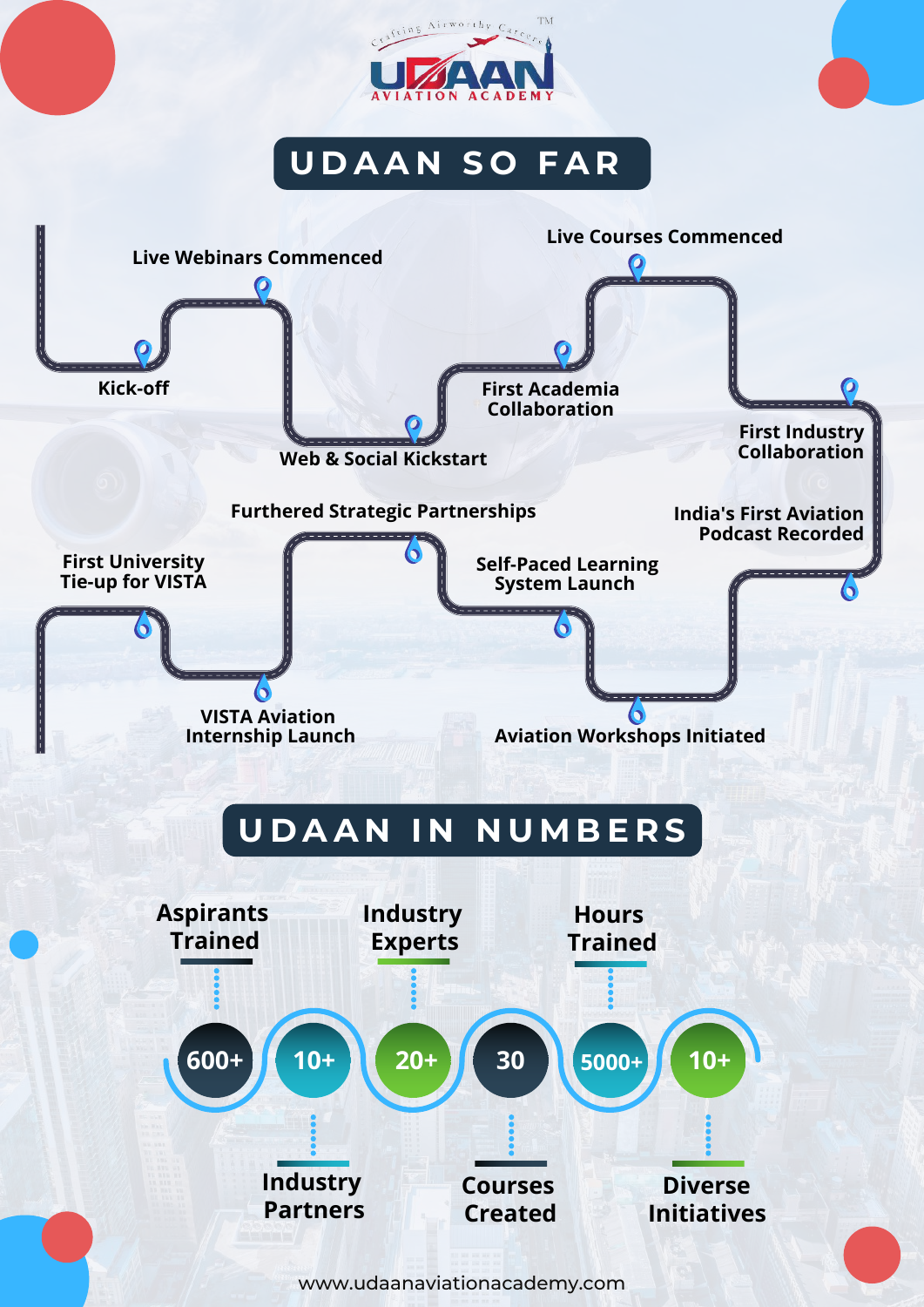UDAAN AVIATION ACADEMY

Crafting Airworthy Careers

# UDAAN SO FAR

- Kick-off
- Live Webinars Commenced
- Web & Social Kickstart
- First Academia Collaboration
- Live Courses Commenced
- First Industry Collaboration
- India's First Aviation Podcast Recorded
- Aviation Workshops Initiated
- Self-Paced Learning System Launch
- Furthered Strategic Partnerships
- VISTA Aviation Internship Launch
- First University Tie-up for VISTA

# UDAAN IN NUMBERS

- **600+** Aspirants Trained
- **10+** Industry Partners
- **20+** Industry Experts
- **30** Courses Created
- **5000+** Hours Trained
- **10+** Diverse Initiatives

www.udaanaviationacademy.com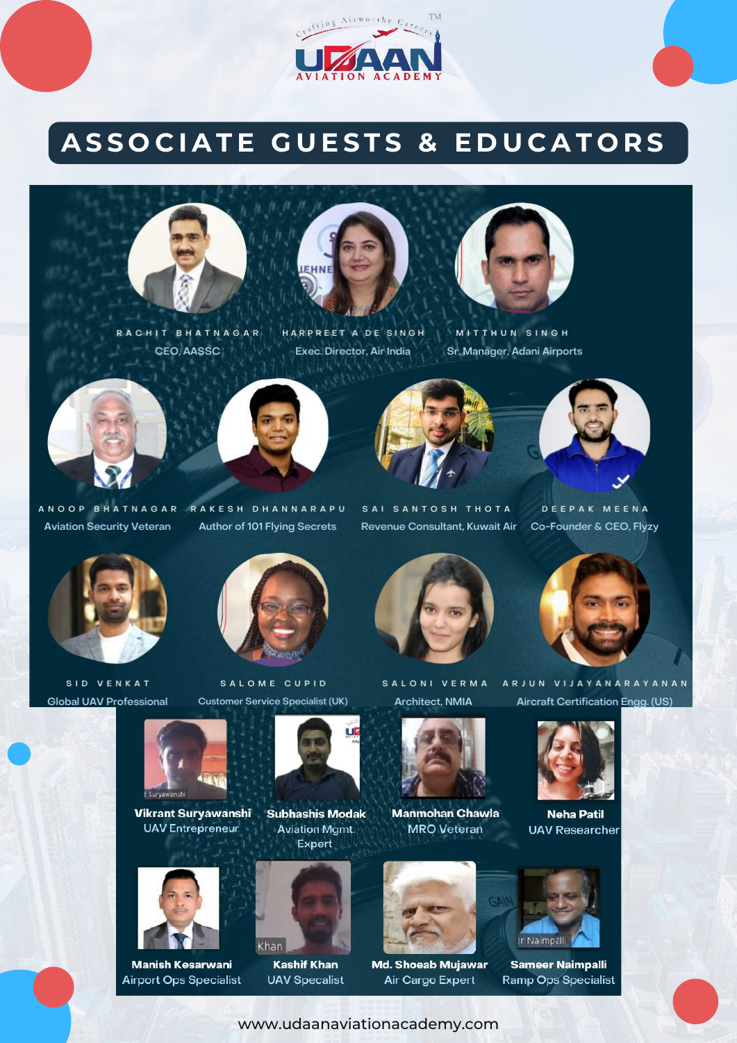Crafting Airworthy Careers™

UDAAN AVIATION ACADEMY

# ASSOCIATE GUESTS & EDUCATORS

**RACHIT BHATNAGAR**
CEO, AASSC

**HARPREET A DE SINGH**
Exec. Director, Air India

**MITTHUN SINGH**
Sr. Manager, Adani Airports

**ANOOP BHATNAGAR**
Aviation Security Veteran

**RAKESH DHANNARAPU**
Author of 101 Flying Secrets

**SAI SANTOSH THOTA**
Revenue Consultant, Kuwait Air

**DEEPAK MEENA**
Co-Founder & CEO, Flyzy

**SID VENKAT**
Global UAV Professional

**SALOME CUPID**
Customer Service Specialist (UK)

**SALONI VERMA**
Architect, NMIA

**ARJUN VIJAYANARAYANAN**
Aircraft Certification Engg. (US)

**Vikrant Suryawanshi**
UAV Entrepreneur

**Subhashis Modak**
Aviation Mgmt. Expert

**Manmohan Chawla**
MRO Veteran

**Neha Patil**
UAV Researcher

**Manish Kesarwani**
Airport Ops Specialist

**Kashif Khan**
UAV Specalist

**Md. Shoeab Mujawar**
Air Cargo Expert

**Sameer Naimpalli**
Ramp Ops Specialist

www.udaanaviationacademy.com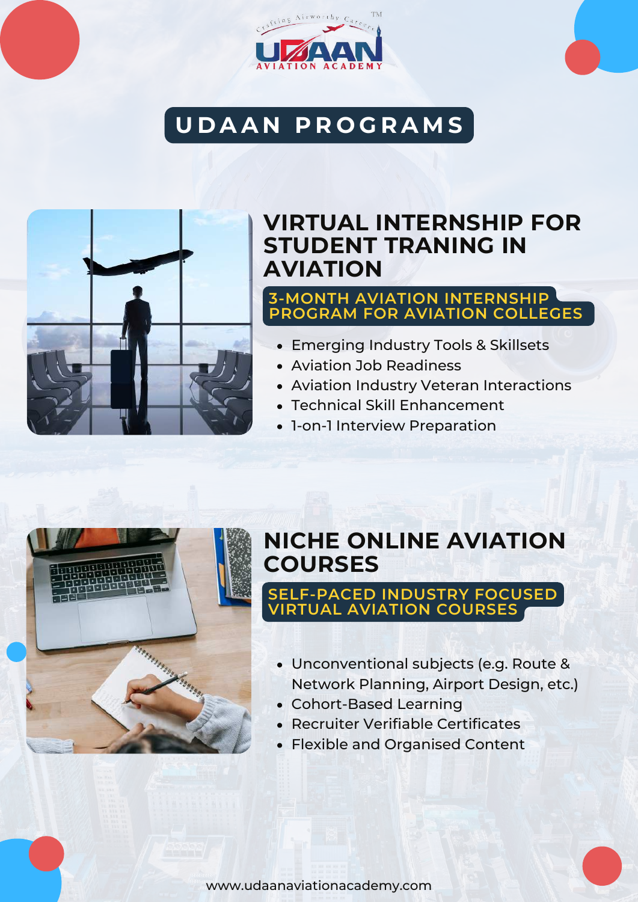UDAAN AVIATION ACADEMY

Crafting Airworthy Careers™

# UDAAN PROGRAMS

## VIRTUAL INTERNSHIP FOR STUDENT TRANING IN AVIATION

### 3-MONTH AVIATION INTERNSHIP PROGRAM FOR AVIATION COLLEGES

- Emerging Industry Tools & Skillsets
- Aviation Job Readiness
- Aviation Industry Veteran Interactions
- Technical Skill Enhancement
- 1-on-1 Interview Preparation

## NICHE ONLINE AVIATION COURSES

### SELF-PACED INDUSTRY FOCUSED VIRTUAL AVIATION COURSES

- Unconventional subjects (e.g. Route & Network Planning, Airport Design, etc.)
- Cohort-Based Learning
- Recruiter Verifiable Certificates
- Flexible and Organised Content

www.udaanaviationacademy.com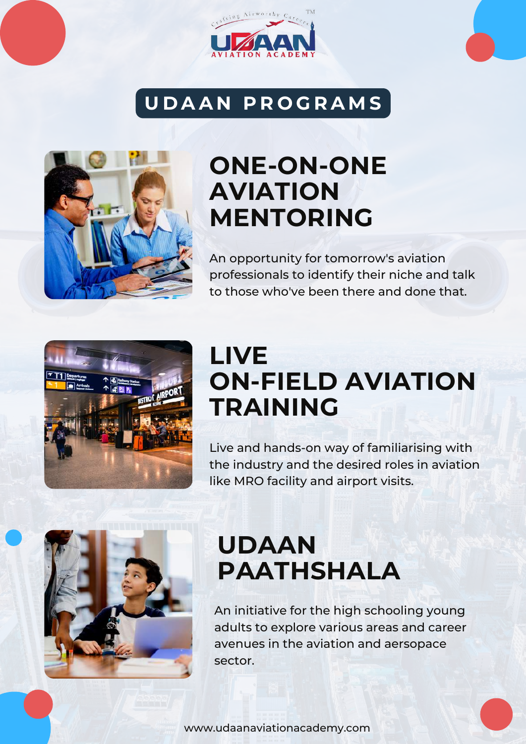Crafting Airworthy Careers

UDAAN AVIATION ACADEMY

# UDAAN PROGRAMS

## ONE-ON-ONE AVIATION MENTORING

An opportunity for tomorrow's aviation professionals to identify their niche and talk to those who've been there and done that.

## LIVE ON-FIELD AVIATION TRAINING

Live and hands-on way of familiarising with the industry and the desired roles in aviation like MRO facility and airport visits.

## UDAAN PAATHSHALA

An initiative for the high schooling young adults to explore various areas and career avenues in the aviation and aersopace sector.

www.udaanaviationacademy.com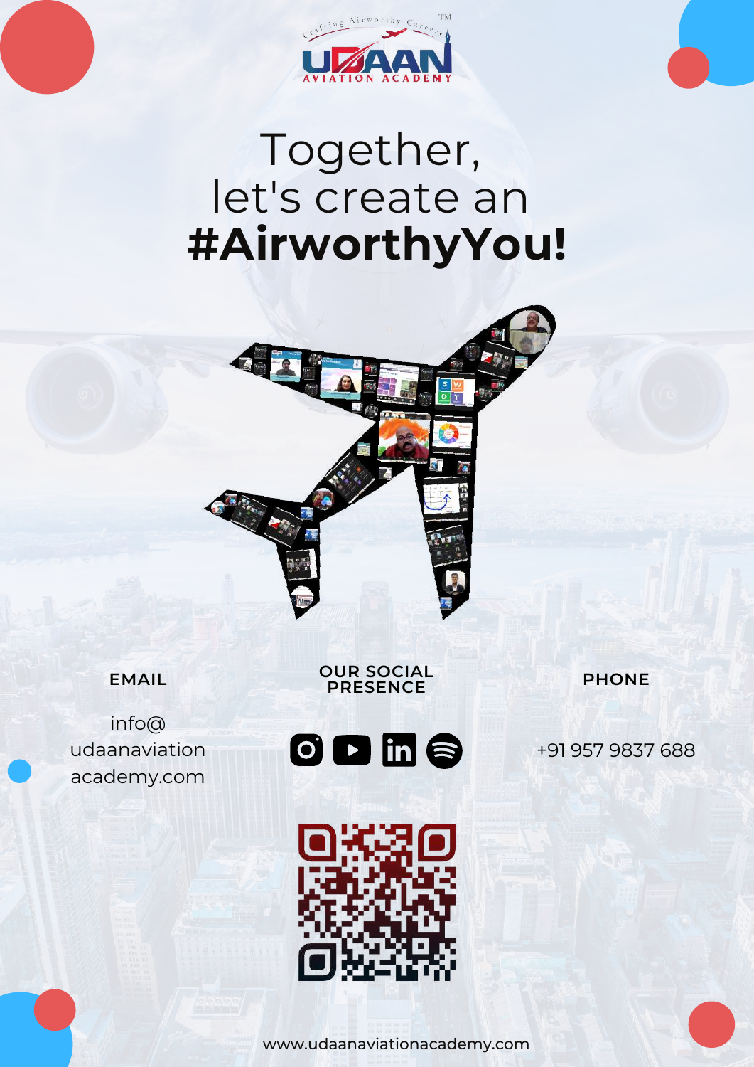Crafting Airworthy Careers™

UDAAN AVIATION ACADEMY

# Together, let's create an **#AirworthyYou!**

**EMAIL**

info@
udaanaviation
academy.com

**OUR SOCIAL PRESENCE**

**PHONE**

+91 957 9837 688

www.udaanaviationacademy.com